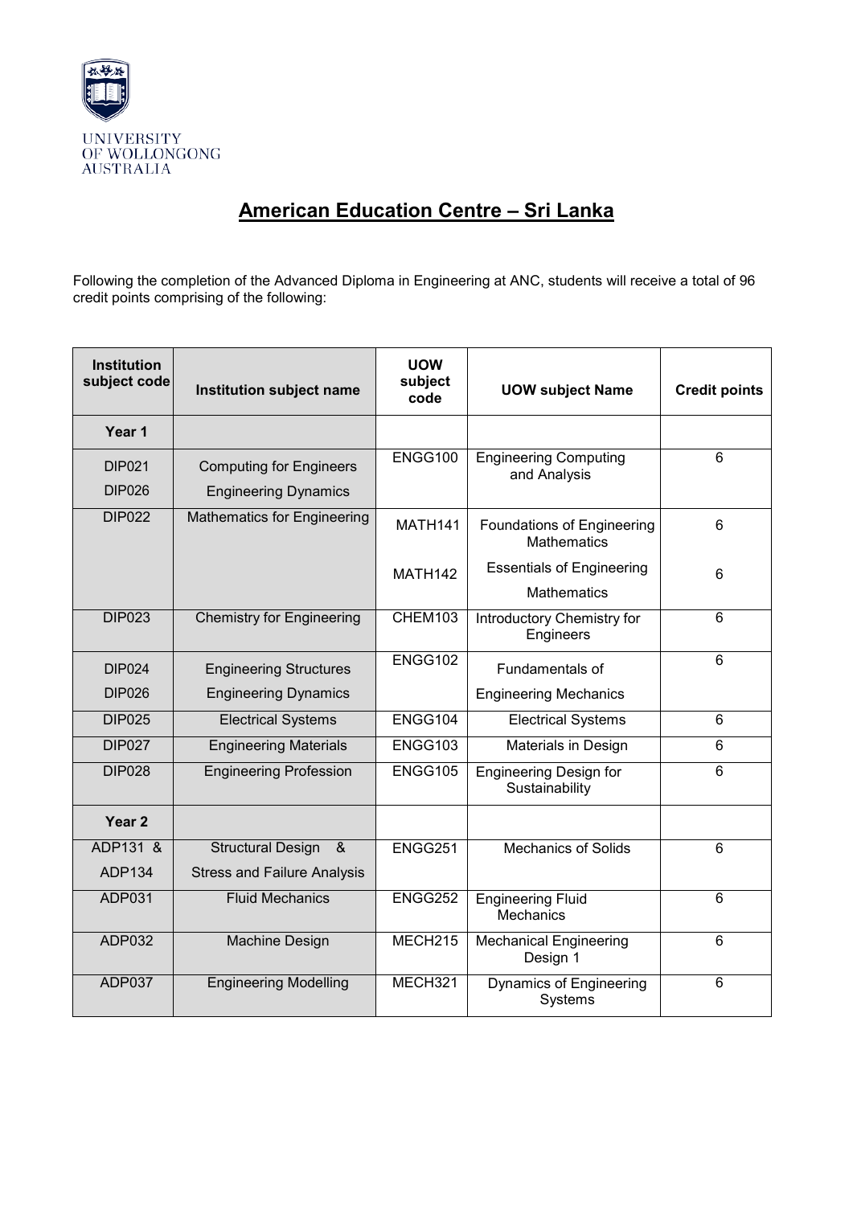UNIVERSITY OF WOLLONGONG AUSTRALIA

# American Education Centre – Sri Lanka

Following the completion of the Advanced Diploma in Engineering at ANC, students will receive a total of 96 credit points comprising of the following:

| Institution subject code | Institution subject name | UOW subject code | UOW subject Name | Credit points |
|---|---|---|---|---|
| **Year 1** | | | | |
| DIP021<br>DIP026 | Computing for Engineers<br>Engineering Dynamics | ENGG100 | Engineering Computing and Analysis | 6 |
| DIP022 | Mathematics for Engineering | MATH141 | Foundations of Engineering Mathematics | 6 |
| | | MATH142 | Essentials of Engineering Mathematics | 6 |
| DIP023 | Chemistry for Engineering | CHEM103 | Introductory Chemistry for Engineers | 6 |
| DIP024<br>DIP026 | Engineering Structures<br>Engineering Dynamics | ENGG102 | Fundamentals of Engineering Mechanics | 6 |
| DIP025 | Electrical Systems | ENGG104 | Electrical Systems | 6 |
| DIP027 | Engineering Materials | ENGG103 | Materials in Design | 6 |
| DIP028 | Engineering Profession | ENGG105 | Engineering Design for Sustainability | 6 |
| **Year 2** | | | | |
| ADP131 &<br>ADP134 | Structural Design &<br>Stress and Failure Analysis | ENGG251 | Mechanics of Solids | 6 |
| ADP031 | Fluid Mechanics | ENGG252 | Engineering Fluid Mechanics | 6 |
| ADP032 | Machine Design | MECH215 | Mechanical Engineering Design 1 | 6 |
| ADP037 | Engineering Modelling | MECH321 | Dynamics of Engineering Systems | 6 |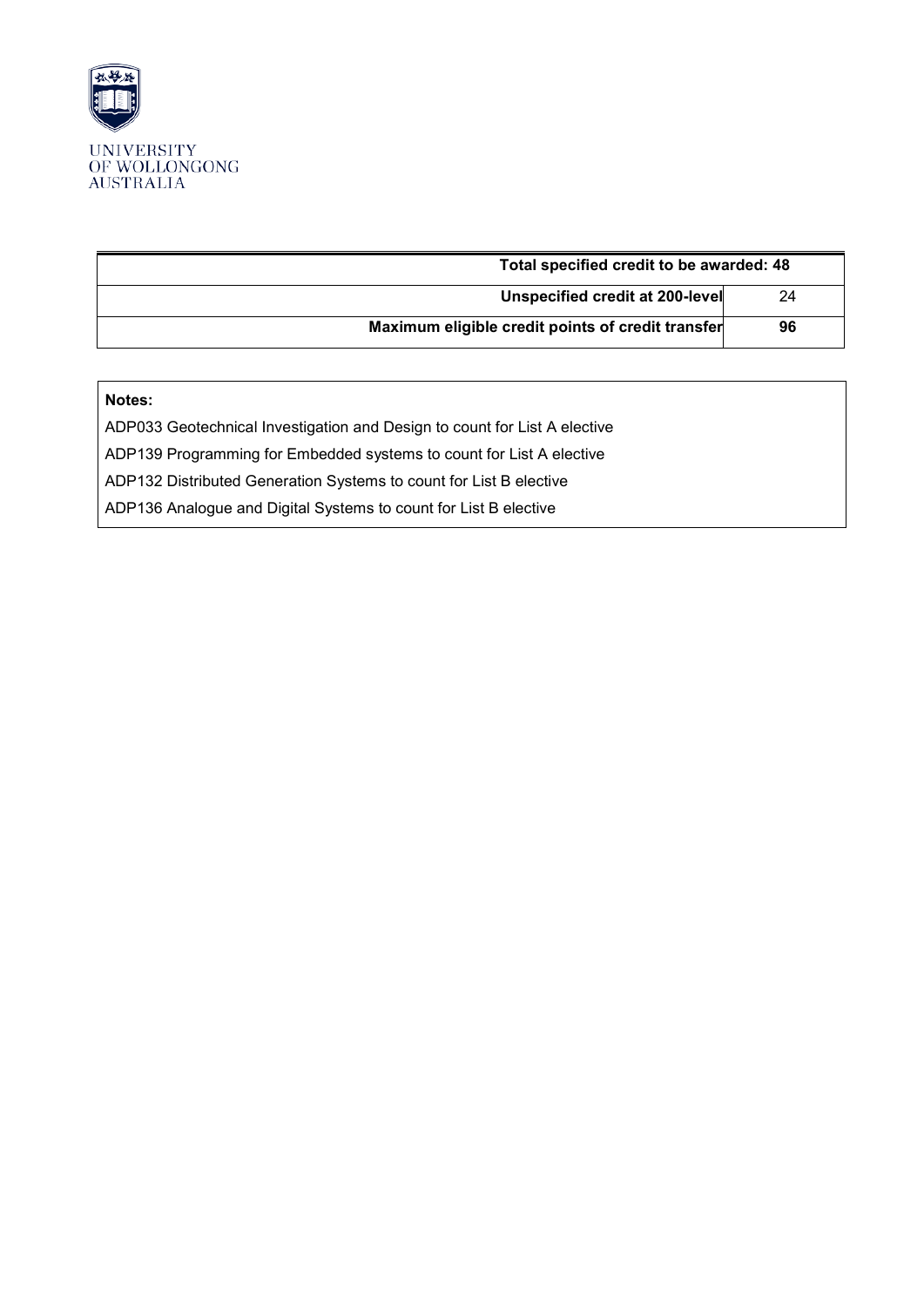| | |
|---|---|
| **Total specified credit to be awarded: 48** | |
| **Unspecified credit at 200-level** | 24 |
| **Maximum eligible credit points of credit transfer** | **96** |

**Notes:**

ADP033 Geotechnical Investigation and Design to count for List A elective

ADP139 Programming for Embedded systems to count for List A elective

ADP132 Distributed Generation Systems to count for List B elective

ADP136 Analogue and Digital Systems to count for List B elective